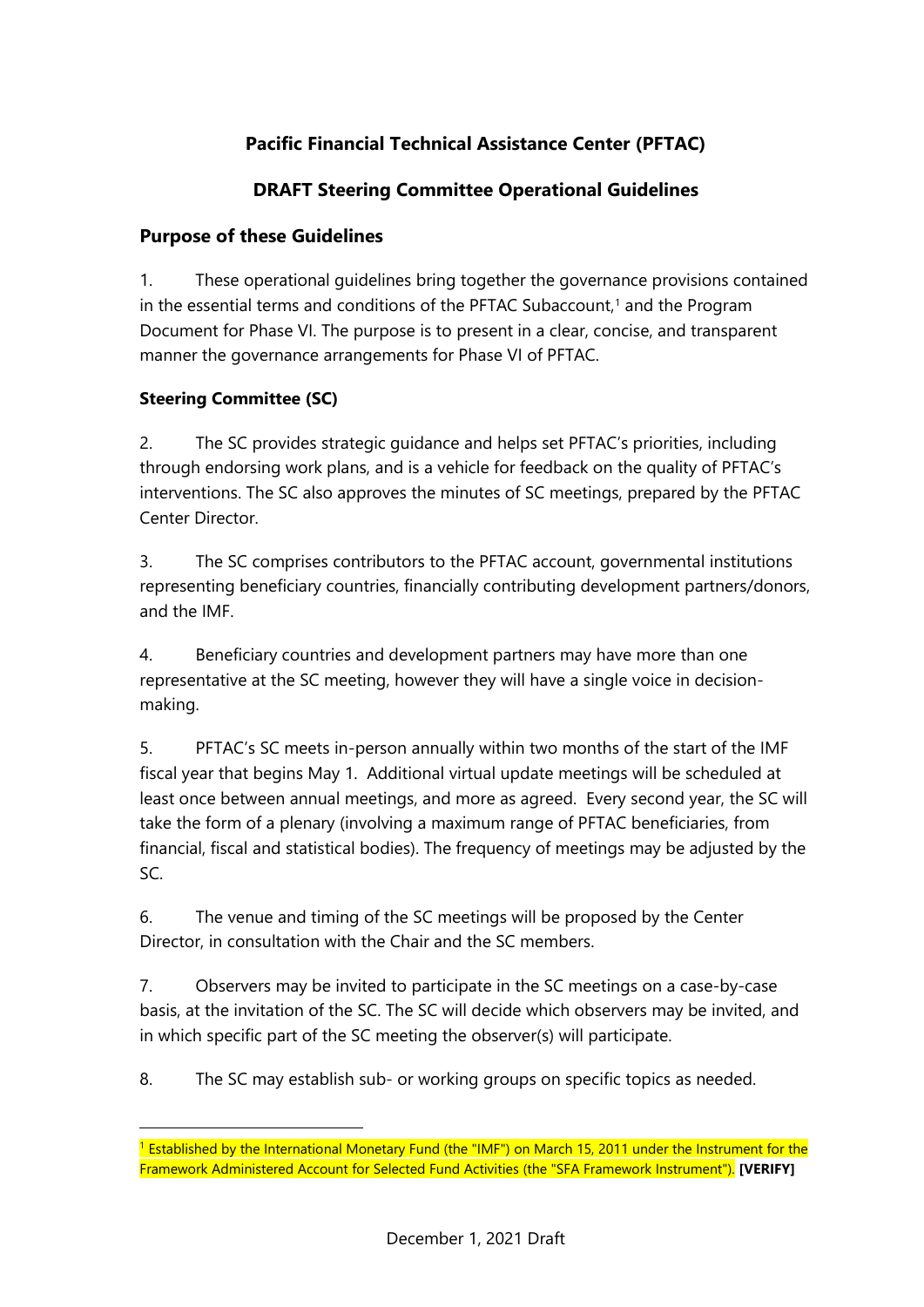# Pacific Financial Technical Assistance Center (PFTAC)

## DRAFT Steering Committee Operational Guidelines

### Purpose of these Guidelines

1. These operational guidelines bring together the governance provisions contained in the essential terms and conditions of the PFTAC Subaccount,[1] and the Program Document for Phase VI. The purpose is to present in a clear, concise, and transparent manner the governance arrangements for Phase VI of PFTAC.

**Steering Committee (SC)**

2. The SC provides strategic guidance and helps set PFTAC's priorities, including through endorsing work plans, and is a vehicle for feedback on the quality of PFTAC's interventions. The SC also approves the minutes of SC meetings, prepared by the PFTAC Center Director.

3. The SC comprises contributors to the PFTAC account, governmental institutions representing beneficiary countries, financially contributing development partners/donors, and the IMF.

4. Beneficiary countries and development partners may have more than one representative at the SC meeting, however they will have a single voice in decision-making.

5. PFTAC's SC meets in-person annually within two months of the start of the IMF fiscal year that begins May 1. Additional virtual update meetings will be scheduled at least once between annual meetings, and more as agreed. Every second year, the SC will take the form of a plenary (involving a maximum range of PFTAC beneficiaries, from financial, fiscal and statistical bodies). The frequency of meetings may be adjusted by the SC.

6. The venue and timing of the SC meetings will be proposed by the Center Director, in consultation with the Chair and the SC members.

7. Observers may be invited to participate in the SC meetings on a case-by-case basis, at the invitation of the SC. The SC will decide which observers may be invited, and in which specific part of the SC meeting the observer(s) will participate.

8. The SC may establish sub- or working groups on specific topics as needed.

---

[1] Established by the International Monetary Fund (the "IMF") on March 15, 2011 under the Instrument for the Framework Administered Account for Selected Fund Activities (the "SFA Framework Instrument"). **[VERIFY]**

December 1, 2021 Draft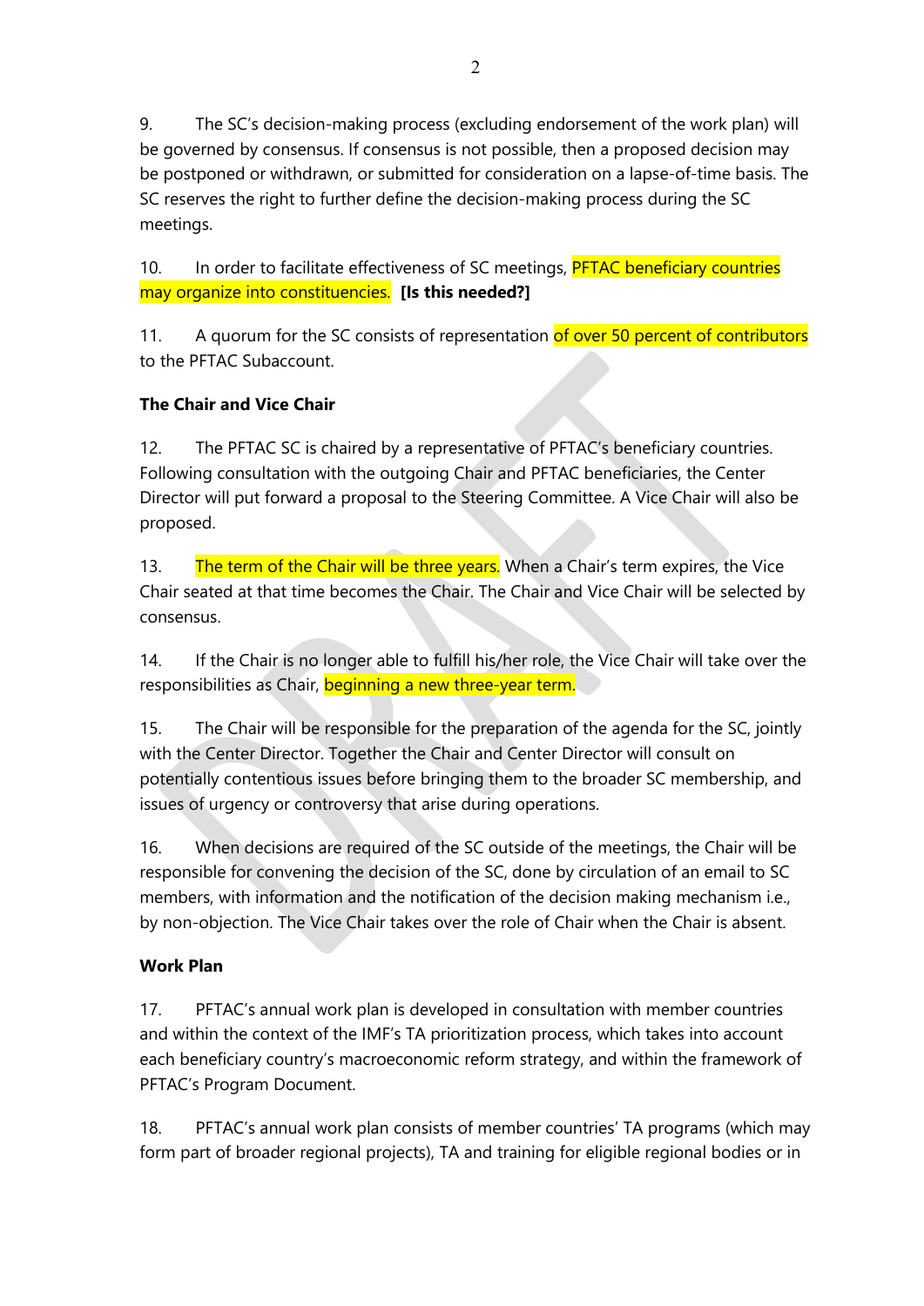9. The SC's decision-making process (excluding endorsement of the work plan) will be governed by consensus. If consensus is not possible, then a proposed decision may be postponed or withdrawn, or submitted for consideration on a lapse-of-time basis. The SC reserves the right to further define the decision-making process during the SC meetings.

10. In order to facilitate effectiveness of SC meetings, PFTAC beneficiary countries may organize into constituencies. **[Is this needed?]**

11. A quorum for the SC consists of representation of over 50 percent of contributors to the PFTAC Subaccount.

**The Chair and Vice Chair**

12. The PFTAC SC is chaired by a representative of PFTAC's beneficiary countries. Following consultation with the outgoing Chair and PFTAC beneficiaries, the Center Director will put forward a proposal to the Steering Committee. A Vice Chair will also be proposed.

13. The term of the Chair will be three years. When a Chair's term expires, the Vice Chair seated at that time becomes the Chair. The Chair and Vice Chair will be selected by consensus.

14. If the Chair is no longer able to fulfill his/her role, the Vice Chair will take over the responsibilities as Chair, beginning a new three-year term.

15. The Chair will be responsible for the preparation of the agenda for the SC, jointly with the Center Director. Together the Chair and Center Director will consult on potentially contentious issues before bringing them to the broader SC membership, and issues of urgency or controversy that arise during operations.

16. When decisions are required of the SC outside of the meetings, the Chair will be responsible for convening the decision of the SC, done by circulation of an email to SC members, with information and the notification of the decision making mechanism i.e., by non-objection. The Vice Chair takes over the role of Chair when the Chair is absent.

**Work Plan**

17. PFTAC's annual work plan is developed in consultation with member countries and within the context of the IMF's TA prioritization process, which takes into account each beneficiary country's macroeconomic reform strategy, and within the framework of PFTAC's Program Document.

18. PFTAC's annual work plan consists of member countries' TA programs (which may form part of broader regional projects), TA and training for eligible regional bodies or in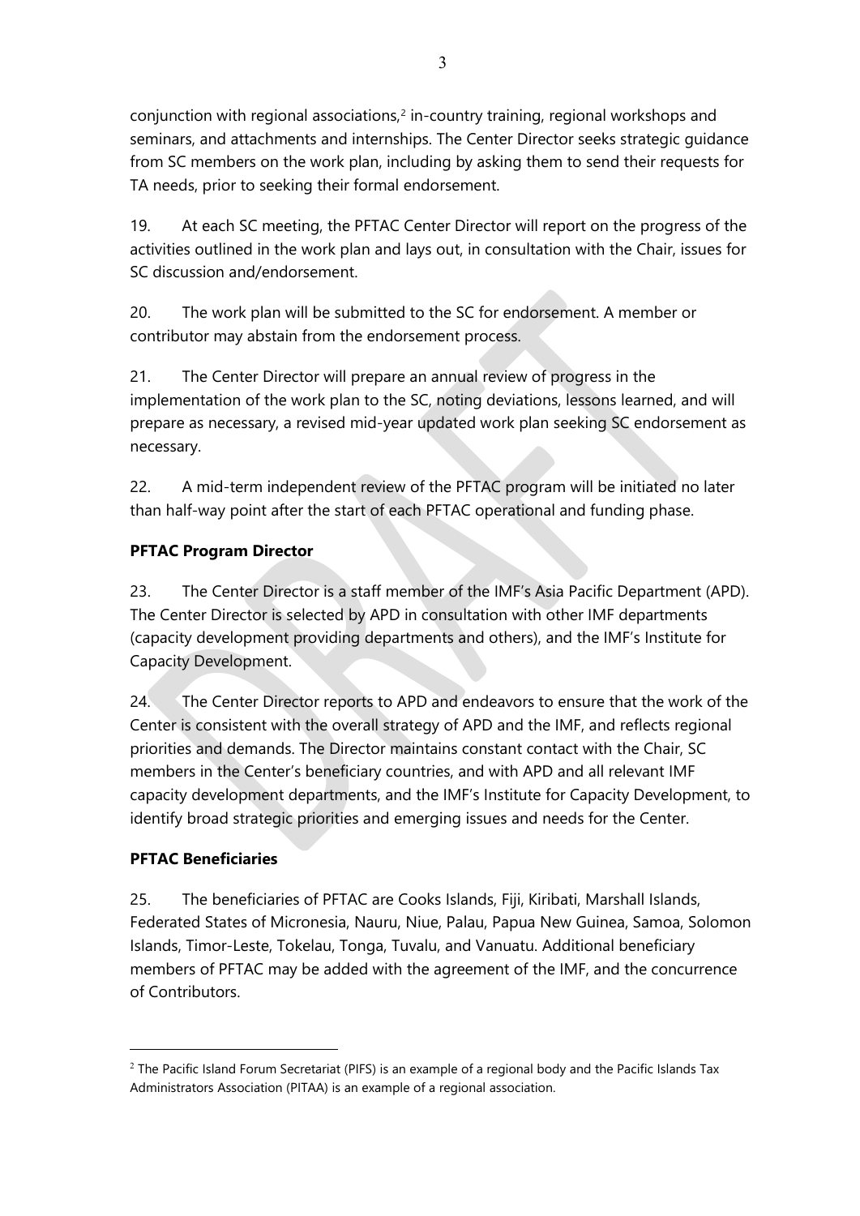conjunction with regional associations,[2] in-country training, regional workshops and seminars, and attachments and internships. The Center Director seeks strategic guidance from SC members on the work plan, including by asking them to send their requests for TA needs, prior to seeking their formal endorsement.

19. At each SC meeting, the PFTAC Center Director will report on the progress of the activities outlined in the work plan and lays out, in consultation with the Chair, issues for SC discussion and/endorsement.

20. The work plan will be submitted to the SC for endorsement. A member or contributor may abstain from the endorsement process.

21. The Center Director will prepare an annual review of progress in the implementation of the work plan to the SC, noting deviations, lessons learned, and will prepare as necessary, a revised mid-year updated work plan seeking SC endorsement as necessary.

22. A mid-term independent review of the PFTAC program will be initiated no later than half-way point after the start of each PFTAC operational and funding phase.

**PFTAC Program Director**

23. The Center Director is a staff member of the IMF's Asia Pacific Department (APD). The Center Director is selected by APD in consultation with other IMF departments (capacity development providing departments and others), and the IMF's Institute for Capacity Development.

24. The Center Director reports to APD and endeavors to ensure that the work of the Center is consistent with the overall strategy of APD and the IMF, and reflects regional priorities and demands. The Director maintains constant contact with the Chair, SC members in the Center's beneficiary countries, and with APD and all relevant IMF capacity development departments, and the IMF's Institute for Capacity Development, to identify broad strategic priorities and emerging issues and needs for the Center.

**PFTAC Beneficiaries**

25. The beneficiaries of PFTAC are Cooks Islands, Fiji, Kiribati, Marshall Islands, Federated States of Micronesia, Nauru, Niue, Palau, Papua New Guinea, Samoa, Solomon Islands, Timor-Leste, Tokelau, Tonga, Tuvalu, and Vanuatu. Additional beneficiary members of PFTAC may be added with the agreement of the IMF, and the concurrence of Contributors.

---

[2] The Pacific Island Forum Secretariat (PIFS) is an example of a regional body and the Pacific Islands Tax Administrators Association (PITAA) is an example of a regional association.